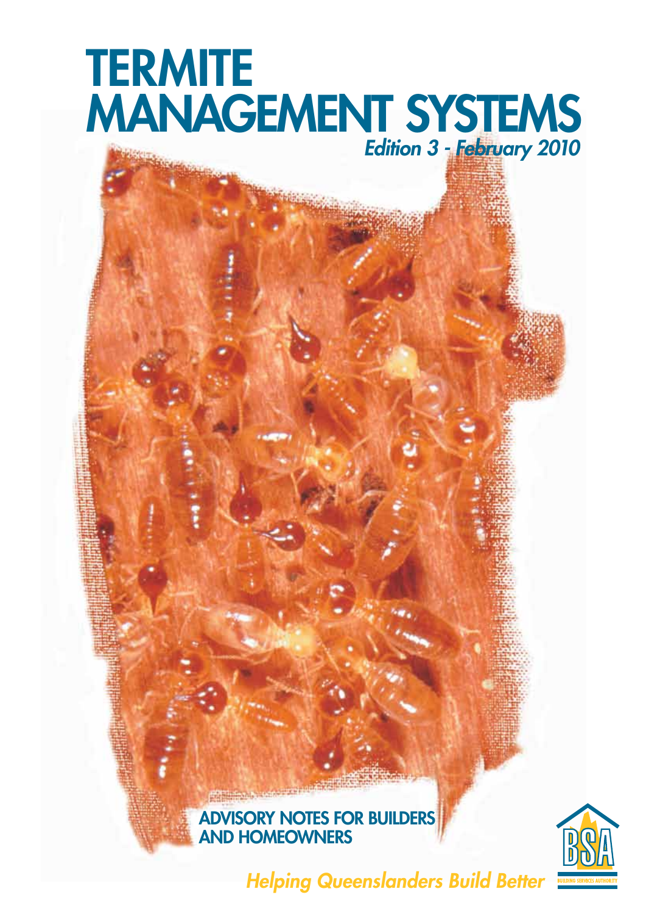# TERMITE MANAGEMENT SYSTEMS

*Edition 3 - February 2010*

## ADVISORY NOTES FOR BUILDERS AND HOMEOWNERS

BSA

BUILDING SERVICES AUTHORITY

*Helping Queenslanders Build Better*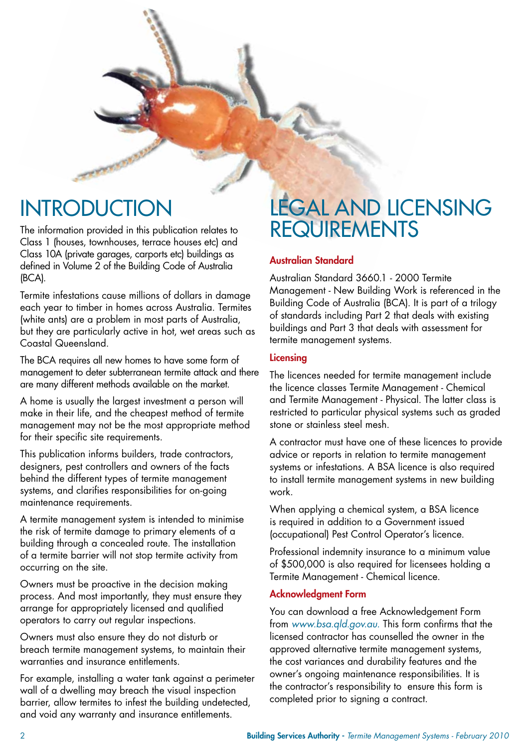# INTRODUCTION

The information provided in this publication relates to Class 1 (houses, townhouses, terrace houses etc) and Class 10A (private garages, carports etc) buildings as defined in Volume 2 of the Building Code of Australia (BCA).

Termite infestations cause millions of dollars in damage each year to timber in homes across Australia. Termites (white ants) are a problem in most parts of Australia, but they are particularly active in hot, wet areas such as Coastal Queensland.

The BCA requires all new homes to have some form of management to deter subterranean termite attack and there are many different methods available on the market.

A home is usually the largest investment a person will make in their life, and the cheapest method of termite management may not be the most appropriate method for their specific site requirements.

This publication informs builders, trade contractors, designers, pest controllers and owners of the facts behind the different types of termite management systems, and clarifies responsibilities for on-going maintenance requirements.

A termite management system is intended to minimise the risk of termite damage to primary elements of a building through a concealed route. The installation of a termite barrier will not stop termite activity from occurring on the site.

Owners must be proactive in the decision making process. And most importantly, they must ensure they arrange for appropriately licensed and qualified operators to carry out regular inspections.

Owners must also ensure they do not disturb or breach termite management systems, to maintain their warranties and insurance entitlements.

For example, installing a water tank against a perimeter wall of a dwelling may breach the visual inspection barrier, allow termites to infest the building undetected, and void any warranty and insurance entitlements.

# LEGAL AND LICENSING REQUIREMENTS

### Australian Standard

Australian Standard 3660.1 - 2000 Termite Management - New Building Work is referenced in the Building Code of Australia (BCA). It is part of a trilogy of standards including Part 2 that deals with existing buildings and Part 3 that deals with assessment for termite management systems.

### Licensing

The licences needed for termite management include the licence classes Termite Management - Chemical and Termite Management - Physical. The latter class is restricted to particular physical systems such as graded stone or stainless steel mesh.

A contractor must have one of these licences to provide advice or reports in relation to termite management systems or infestations. A BSA licence is also required to install termite management systems in new building work.

When applying a chemical system, a BSA licence is required in addition to a Government issued (occupational) Pest Control Operator's licence.

Professional indemnity insurance to a minimum value of $500,000 is also required for licensees holding a Termite Management - Chemical licence.

### Acknowledgment Form

You can download a free Acknowledgement Form from *www.bsa.qld.gov.au.* This form confirms that the licensed contractor has counselled the owner in the approved alternative termite management systems, the cost variances and durability features and the owner's ongoing maintenance responsibilities. It is the contractor's responsibility to ensure this form is completed prior to signing a contract.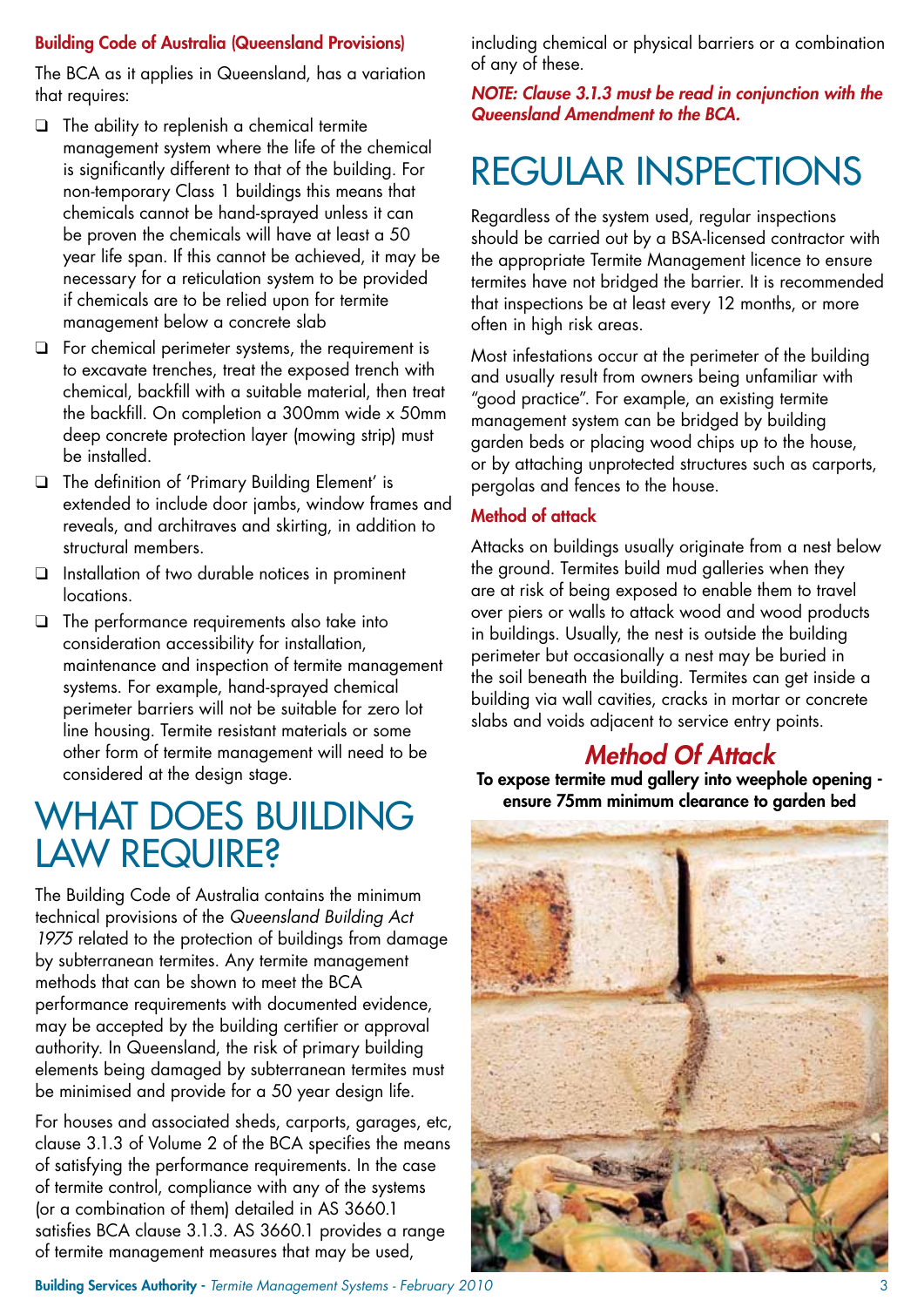### Building Code of Australia (Queensland Provisions)

The BCA as it applies in Queensland, has a variation that requires:

- The ability to replenish a chemical termite management system where the life of the chemical is significantly different to that of the building. For non-temporary Class 1 buildings this means that chemicals cannot be hand-sprayed unless it can be proven the chemicals will have at least a 50 year life span. If this cannot be achieved, it may be necessary for a reticulation system to be provided if chemicals are to be relied upon for termite management below a concrete slab
- For chemical perimeter systems, the requirement is to excavate trenches, treat the exposed trench with chemical, backfill with a suitable material, then treat the backfill. On completion a 300mm wide x 50mm deep concrete protection layer (mowing strip) must be installed.
- The definition of 'Primary Building Element' is extended to include door jambs, window frames and reveals, and architraves and skirting, in addition to structural members.
- Installation of two durable notices in prominent locations.
- The performance requirements also take into consideration accessibility for installation, maintenance and inspection of termite management systems. For example, hand-sprayed chemical perimeter barriers will not be suitable for zero lot line housing. Termite resistant materials or some other form of termite management will need to be considered at the design stage.

# WHAT DOES BUILDING LAW REQUIRE?

The Building Code of Australia contains the minimum technical provisions of the *Queensland Building Act 1975* related to the protection of buildings from damage by subterranean termites. Any termite management methods that can be shown to meet the BCA performance requirements with documented evidence, may be accepted by the building certifier or approval authority. In Queensland, the risk of primary building elements being damaged by subterranean termites must be minimised and provide for a 50 year design life.

For houses and associated sheds, carports, garages, etc, clause 3.1.3 of Volume 2 of the BCA specifies the means of satisfying the performance requirements. In the case of termite control, compliance with any of the systems (or a combination of them) detailed in AS 3660.1 satisfies BCA clause 3.1.3. AS 3660.1 provides a range of termite management measures that may be used, including chemical or physical barriers or a combination of any of these.

***NOTE: Clause 3.1.3 must be read in conjunction with the Queensland Amendment to the BCA.***

# REGULAR INSPECTIONS

Regardless of the system used, regular inspections should be carried out by a BSA-licensed contractor with the appropriate Termite Management licence to ensure termites have not bridged the barrier. It is recommended that inspections be at least every 12 months, or more often in high risk areas.

Most infestations occur at the perimeter of the building and usually result from owners being unfamiliar with "good practice". For example, an existing termite management system can be bridged by building garden beds or placing wood chips up to the house, or by attaching unprotected structures such as carports, pergolas and fences to the house.

### Method of attack

Attacks on buildings usually originate from a nest below the ground. Termites build mud galleries when they are at risk of being exposed to enable them to travel over piers or walls to attack wood and wood products in buildings. Usually, the nest is outside the building perimeter but occasionally a nest may be buried in the soil beneath the building. Termites can get inside a building via wall cavities, cracks in mortar or concrete slabs and voids adjacent to service entry points.

***Method Of Attack***

**To expose termite mud gallery into weephole opening - ensure 75mm minimum clearance to garden bed**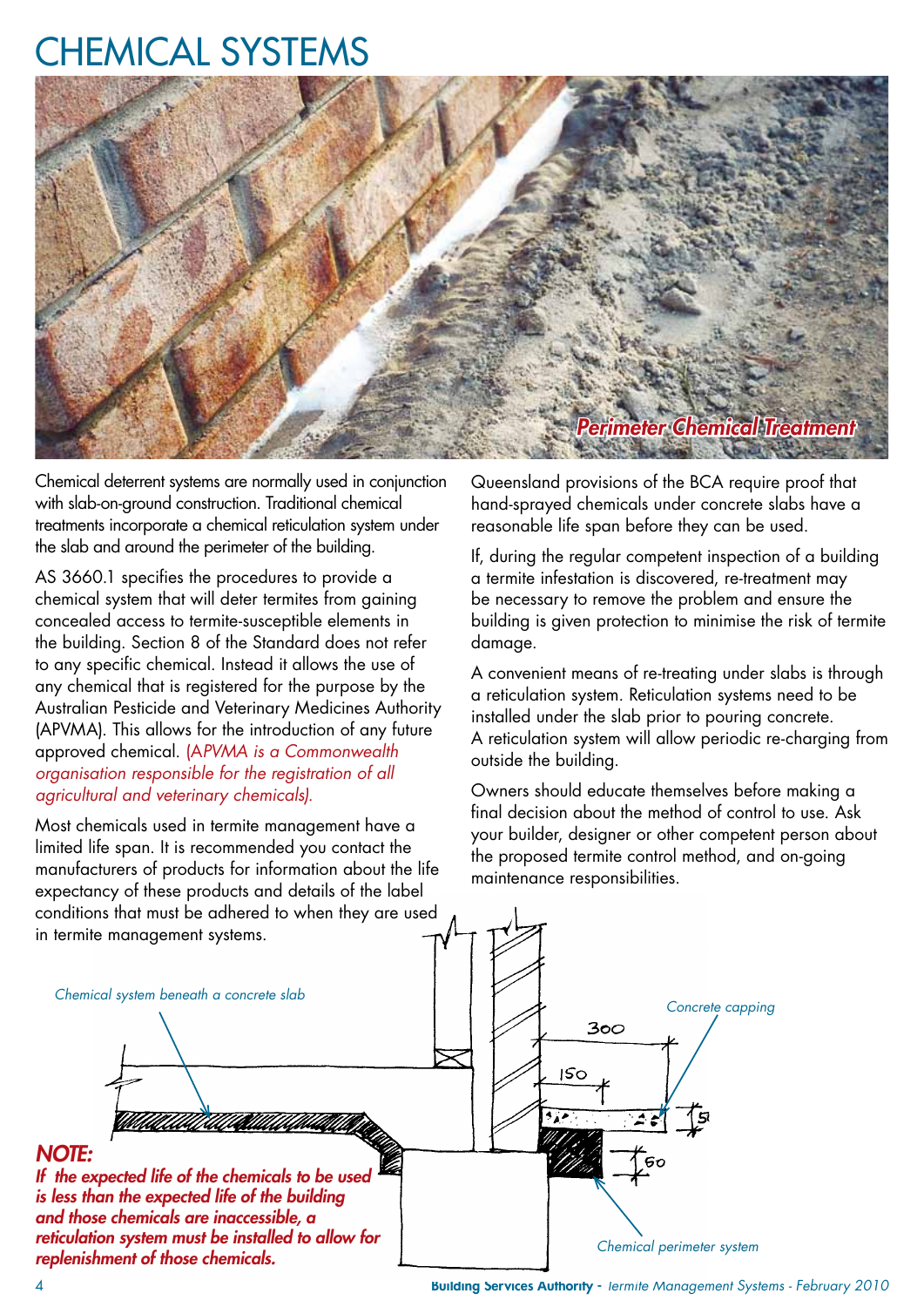# CHEMICAL SYSTEMS

Perimeter Chemical Treatment

Chemical deterrent systems are normally used in conjunction with slab-on-ground construction. Traditional chemical treatments incorporate a chemical reticulation system under the slab and around the perimeter of the building.

AS 3660.1 specifies the procedures to provide a chemical system that will deter termites from gaining concealed access to termite-susceptible elements in the building. Section 8 of the Standard does not refer to any specific chemical. Instead it allows the use of any chemical that is registered for the purpose by the Australian Pesticide and Veterinary Medicines Authority (APVMA). This allows for the introduction of any future approved chemical. *(APVMA is a Commonwealth organisation responsible for the registration of all agricultural and veterinary chemicals).*

Most chemicals used in termite management have a limited life span. It is recommended you contact the manufacturers of products for information about the life expectancy of these products and details of the label conditions that must be adhered to when they are used in termite management systems.

Queensland provisions of the BCA require proof that hand-sprayed chemicals under concrete slabs have a reasonable life span before they can be used.

If, during the regular competent inspection of a building a termite infestation is discovered, re-treatment may be necessary to remove the problem and ensure the building is given protection to minimise the risk of termite damage.

A convenient means of re-treating under slabs is through a reticulation system. Reticulation systems need to be installed under the slab prior to pouring concrete. A reticulation system will allow periodic re-charging from outside the building.

Owners should educate themselves before making a final decision about the method of control to use. Ask your builder, designer or other competent person about the proposed termite control method, and on-going maintenance responsibilities.

*Chemical system beneath a concrete slab*

*Concrete capping*

300

150

50

60

*Chemical perimeter system*

***NOTE:***

***If the expected life of the chemicals to be used is less than the expected life of the building and those chemicals are inaccessible, a reticulation system must be installed to allow for replenishment of those chemicals.***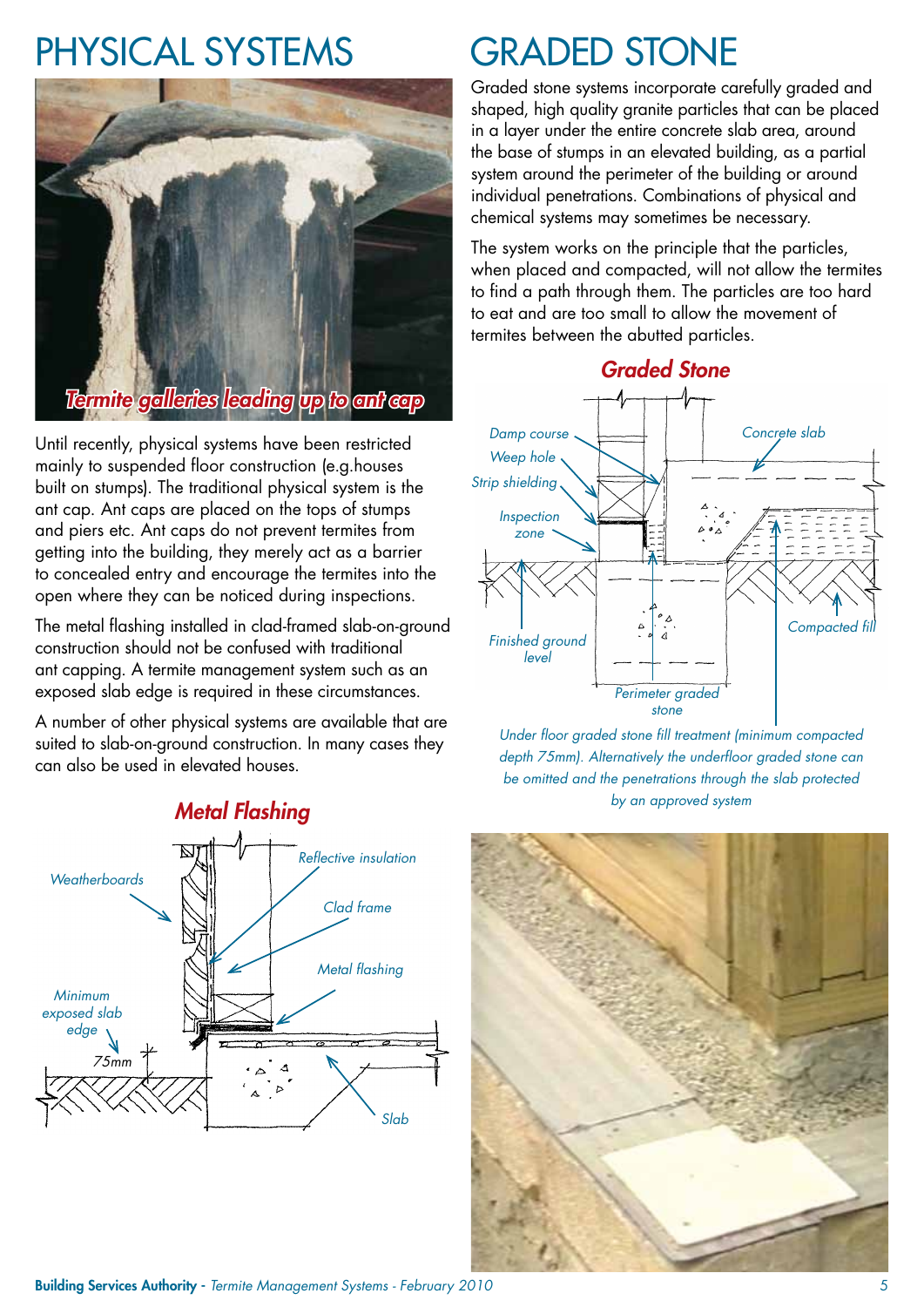# PHYSICAL SYSTEMS

Termite galleries leading up to ant cap

Until recently, physical systems have been restricted mainly to suspended floor construction (e.g.houses built on stumps). The traditional physical system is the ant cap. Ant caps are placed on the tops of stumps and piers etc. Ant caps do not prevent termites from getting into the building, they merely act as a barrier to concealed entry and encourage the termites into the open where they can be noticed during inspections.

The metal flashing installed in clad-framed slab-on-ground construction should not be confused with traditional ant capping. A termite management system such as an exposed slab edge is required in these circumstances.

A number of other physical systems are available that are suited to slab-on-ground construction. In many cases they can also be used in elevated houses.

### *Metal Flashing*

Weatherboards
Reflective insulation
Clad frame
Metal flashing
Minimum exposed slab edge
75mm
Slab

# GRADED STONE

Graded stone systems incorporate carefully graded and shaped, high quality granite particles that can be placed in a layer under the entire concrete slab area, around the base of stumps in an elevated building, as a partial system around the perimeter of the building or around individual penetrations. Combinations of physical and chemical systems may sometimes be necessary.

The system works on the principle that the particles, when placed and compacted, will not allow the termites to find a path through them. The particles are too hard to eat and are too small to allow the movement of termites between the abutted particles.

### *Graded Stone*

Damp course
Weep hole
Strip shielding
Inspection zone
Concrete slab
Finished ground level
Compacted fill
Perimeter graded stone

*Under floor graded stone fill treatment (minimum compacted depth 75mm). Alternatively the underfloor graded stone can be omitted and the penetrations through the slab protected by an approved system*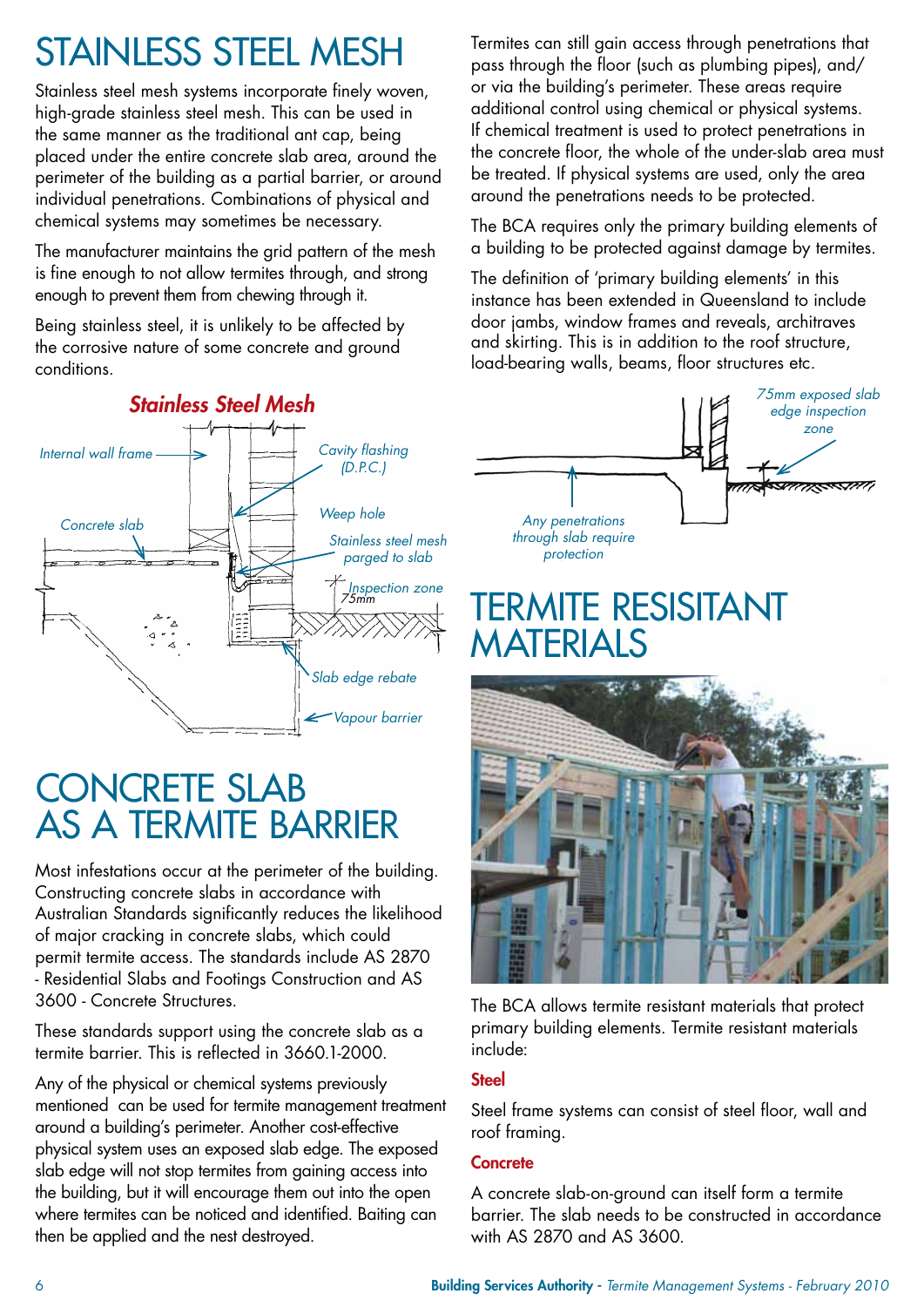# STAINLESS STEEL MESH

Stainless steel mesh systems incorporate finely woven, high-grade stainless steel mesh. This can be used in the same manner as the traditional ant cap, being placed under the entire concrete slab area, around the perimeter of the building as a partial barrier, or around individual penetrations. Combinations of physical and chemical systems may sometimes be necessary.

The manufacturer maintains the grid pattern of the mesh is fine enough to not allow termites through, and strong enough to prevent them from chewing through it.

Being stainless steel, it is unlikely to be affected by the corrosive nature of some concrete and ground conditions.

***Stainless Steel Mesh***

*Internal wall frame*

*Cavity flashing (D.P.C.)*

*Weep hole*

*Concrete slab*

*Stainless steel mesh parged to slab*

*Inspection zone 75mm*

*Slab edge rebate*

*Vapour barrier*

# CONCRETE SLAB AS A TERMITE BARRIER

Most infestations occur at the perimeter of the building. Constructing concrete slabs in accordance with Australian Standards significantly reduces the likelihood of major cracking in concrete slabs, which could permit termite access. The standards include AS 2870 - Residential Slabs and Footings Construction and AS 3600 - Concrete Structures.

These standards support using the concrete slab as a termite barrier. This is reflected in 3660.1-2000.

Any of the physical or chemical systems previously mentioned can be used for termite management treatment around a building's perimeter. Another cost-effective physical system uses an exposed slab edge. The exposed slab edge will not stop termites from gaining access into the building, but it will encourage them out into the open where termites can be noticed and identified. Baiting can then be applied and the nest destroyed.

Termites can still gain access through penetrations that pass through the floor (such as plumbing pipes), and/or via the building's perimeter. These areas require additional control using chemical or physical systems. If chemical treatment is used to protect penetrations in the concrete floor, the whole of the under-slab area must be treated. If physical systems are used, only the area around the penetrations needs to be protected.

The BCA requires only the primary building elements of a building to be protected against damage by termites.

The definition of 'primary building elements' in this instance has been extended in Queensland to include door jambs, window frames and reveals, architraves and skirting. This is in addition to the roof structure, load-bearing walls, beams, floor structures etc.

*75mm exposed slab edge inspection zone*

*Any penetrations through slab require protection*

# TERMITE RESISITANT MATERIALS

The BCA allows termite resistant materials that protect primary building elements. Termite resistant materials include:

**Steel**

Steel frame systems can consist of steel floor, wall and roof framing.

**Concrete**

A concrete slab-on-ground can itself form a termite barrier. The slab needs to be constructed in accordance with AS 2870 and AS 3600.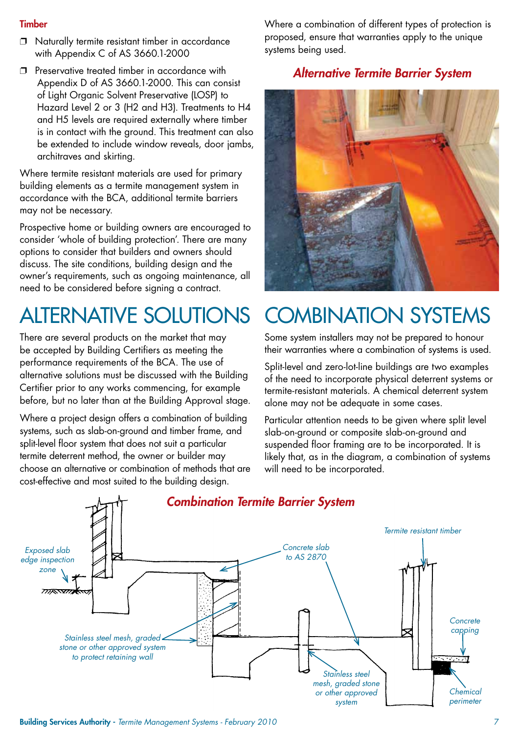### Timber

- ❒ Naturally termite resistant timber in accordance with Appendix C of AS 3660.1-2000
- ❒ Preservative treated timber in accordance with Appendix D of AS 3660.1-2000. This can consist of Light Organic Solvent Preservative (LOSP) to Hazard Level 2 or 3 (H2 and H3). Treatments to H4 and H5 levels are required externally where timber is in contact with the ground. This treatment can also be extended to include window reveals, door jambs, architraves and skirting.

Where termite resistant materials are used for primary building elements as a termite management system in accordance with the BCA, additional termite barriers may not be necessary.

Prospective home or building owners are encouraged to consider 'whole of building protection'. There are many options to consider that builders and owners should discuss. The site conditions, building design and the owner's requirements, such as ongoing maintenance, all need to be considered before signing a contract.

Where a combination of different types of protection is proposed, ensure that warranties apply to the unique systems being used.

*Alternative Termite Barrier System*

# ALTERNATIVE SOLUTIONS

There are several products on the market that may be accepted by Building Certifiers as meeting the performance requirements of the BCA. The use of alternative solutions must be discussed with the Building Certifier prior to any works commencing, for example before, but no later than at the Building Approval stage.

Where a project design offers a combination of building systems, such as slab-on-ground and timber frame, and split-level floor system that does not suit a particular termite deterrent method, the owner or builder may choose an alternative or combination of methods that are cost-effective and most suited to the building design.

# COMBINATION SYSTEMS

Some system installers may not be prepared to honour their warranties where a combination of systems is used.

Split-level and zero-lot-line buildings are two examples of the need to incorporate physical deterrent systems or termite-resistant materials. A chemical deterrent system alone may not be adequate in some cases.

Particular attention needs to be given where split level slab-on-ground or composite slab-on-ground and suspended floor framing are to be incorporated. It is likely that, as in the diagram, a combination of systems will need to be incorporated.

*Combination Termite Barrier System*

Exposed slab edge inspection zone

Concrete slab to AS 2870

Termite resistant timber

Concrete capping

Stainless steel mesh, graded stone or other approved system to protect retaining wall

Stainless steel mesh, graded stone or other approved system

Chemical perimeter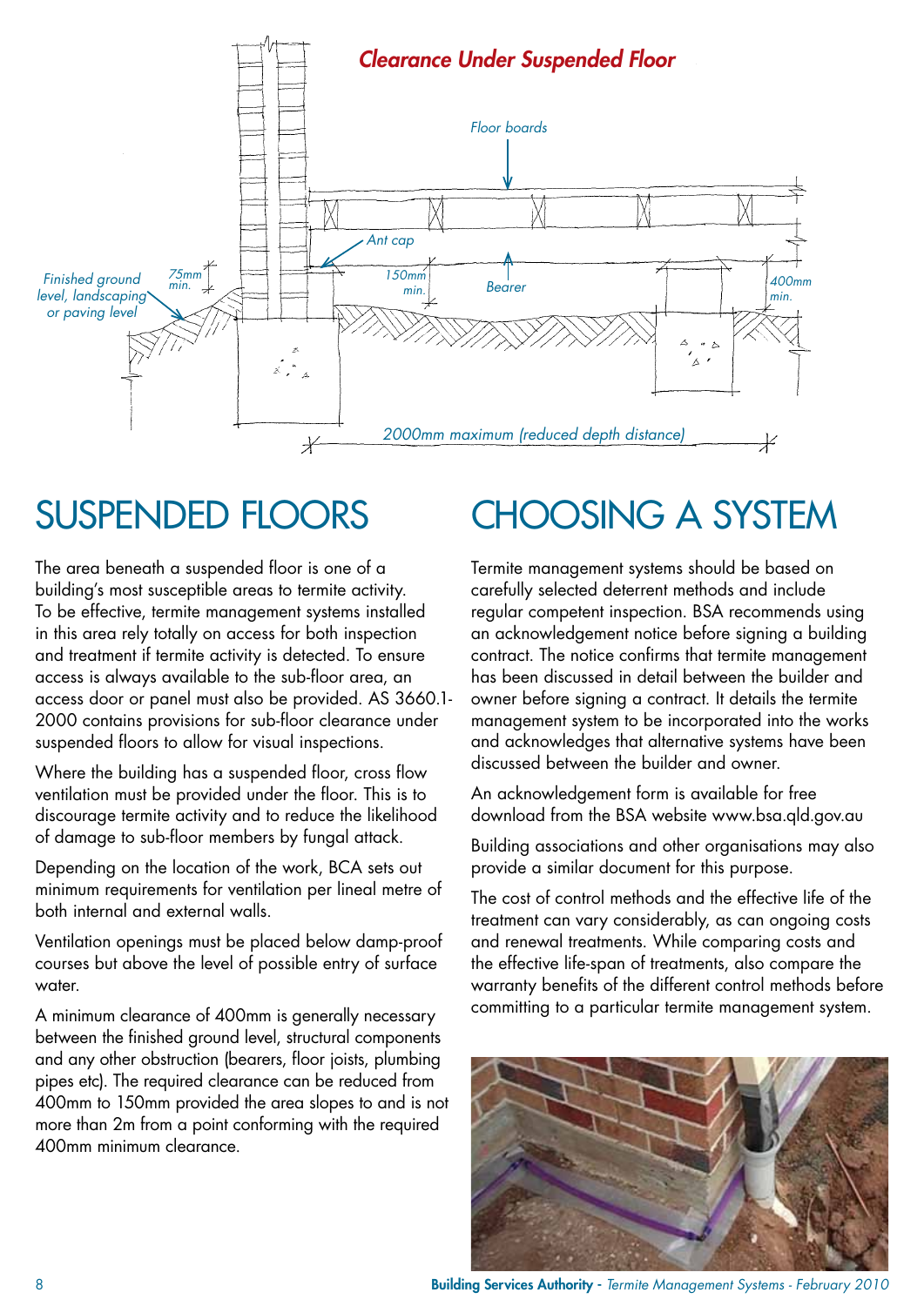*Clearance Under Suspended Floor*

Floor boards

Ant cap

Finished ground level, landscaping or paving level

75mm min.

150mm min.

Bearer

400mm min.

2000mm maximum (reduced depth distance)

# SUSPENDED FLOORS

The area beneath a suspended floor is one of a building's most susceptible areas to termite activity. To be effective, termite management systems installed in this area rely totally on access for both inspection and treatment if termite activity is detected. To ensure access is always available to the sub-floor area, an access door or panel must also be provided. AS 3660.1-2000 contains provisions for sub-floor clearance under suspended floors to allow for visual inspections.

Where the building has a suspended floor, cross flow ventilation must be provided under the floor. This is to discourage termite activity and to reduce the likelihood of damage to sub-floor members by fungal attack.

Depending on the location of the work, BCA sets out minimum requirements for ventilation per lineal metre of both internal and external walls.

Ventilation openings must be placed below damp-proof courses but above the level of possible entry of surface water.

A minimum clearance of 400mm is generally necessary between the finished ground level, structural components and any other obstruction (bearers, floor joists, plumbing pipes etc). The required clearance can be reduced from 400mm to 150mm provided the area slopes to and is not more than 2m from a point conforming with the required 400mm minimum clearance.

# CHOOSING A SYSTEM

Termite management systems should be based on carefully selected deterrent methods and include regular competent inspection. BSA recommends using an acknowledgement notice before signing a building contract. The notice confirms that termite management has been discussed in detail between the builder and owner before signing a contract. It details the termite management system to be incorporated into the works and acknowledges that alternative systems have been discussed between the builder and owner.

An acknowledgement form is available for free download from the BSA website www.bsa.qld.gov.au

Building associations and other organisations may also provide a similar document for this purpose.

The cost of control methods and the effective life of the treatment can vary considerably, as can ongoing costs and renewal treatments. While comparing costs and the effective life-span of treatments, also compare the warranty benefits of the different control methods before committing to a particular termite management system.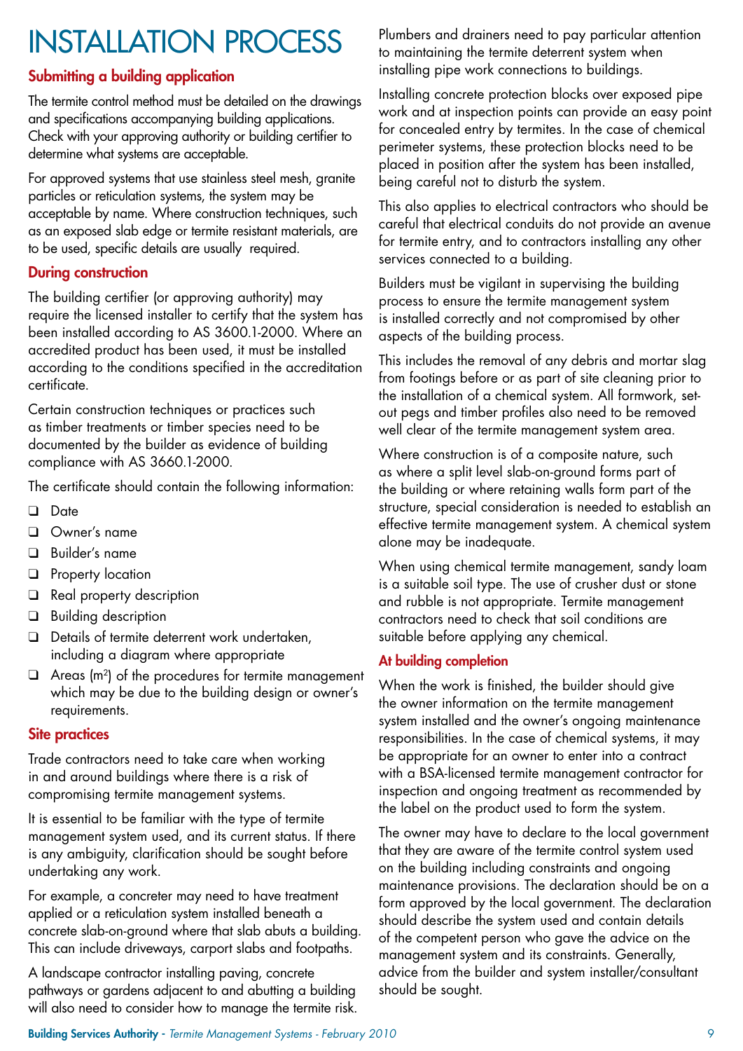# INSTALLATION PROCESS

## Submitting a building application

The termite control method must be detailed on the drawings and specifications accompanying building applications. Check with your approving authority or building certifier to determine what systems are acceptable.

For approved systems that use stainless steel mesh, granite particles or reticulation systems, the system may be acceptable by name. Where construction techniques, such as an exposed slab edge or termite resistant materials, are to be used, specific details are usually required.

## During construction

The building certifier (or approving authority) may require the licensed installer to certify that the system has been installed according to AS 3600.1-2000. Where an accredited product has been used, it must be installed according to the conditions specified in the accreditation certificate.

Certain construction techniques or practices such as timber treatments or timber species need to be documented by the builder as evidence of building compliance with AS 3660.1-2000.

The certificate should contain the following information:

- ❑ Date
- ❑ Owner's name
- ❑ Builder's name
- ❑ Property location
- ❑ Real property description
- ❑ Building description
- ❑ Details of termite deterrent work undertaken, including a diagram where appropriate
- ❑ Areas ($m^2$) of the procedures for termite management which may be due to the building design or owner's requirements.

## Site practices

Trade contractors need to take care when working in and around buildings where there is a risk of compromising termite management systems.

It is essential to be familiar with the type of termite management system used, and its current status. If there is any ambiguity, clarification should be sought before undertaking any work.

For example, a concreter may need to have treatment applied or a reticulation system installed beneath a concrete slab-on-ground where that slab abuts a building. This can include driveways, carport slabs and footpaths.

A landscape contractor installing paving, concrete pathways or gardens adjacent to and abutting a building will also need to consider how to manage the termite risk.

Plumbers and drainers need to pay particular attention to maintaining the termite deterrent system when installing pipe work connections to buildings.

Installing concrete protection blocks over exposed pipe work and at inspection points can provide an easy point for concealed entry by termites. In the case of chemical perimeter systems, these protection blocks need to be placed in position after the system has been installed, being careful not to disturb the system.

This also applies to electrical contractors who should be careful that electrical conduits do not provide an avenue for termite entry, and to contractors installing any other services connected to a building.

Builders must be vigilant in supervising the building process to ensure the termite management system is installed correctly and not compromised by other aspects of the building process.

This includes the removal of any debris and mortar slag from footings before or as part of site cleaning prior to the installation of a chemical system. All formwork, set-out pegs and timber profiles also need to be removed well clear of the termite management system area.

Where construction is of a composite nature, such as where a split level slab-on-ground forms part of the building or where retaining walls form part of the structure, special consideration is needed to establish an effective termite management system. A chemical system alone may be inadequate.

When using chemical termite management, sandy loam is a suitable soil type. The use of crusher dust or stone and rubble is not appropriate. Termite management contractors need to check that soil conditions are suitable before applying any chemical.

## At building completion

When the work is finished, the builder should give the owner information on the termite management system installed and the owner's ongoing maintenance responsibilities. In the case of chemical systems, it may be appropriate for an owner to enter into a contract with a BSA-licensed termite management contractor for inspection and ongoing treatment as recommended by the label on the product used to form the system.

The owner may have to declare to the local government that they are aware of the termite control system used on the building including constraints and ongoing maintenance provisions. The declaration should be on a form approved by the local government. The declaration should describe the system used and contain details of the competent person who gave the advice on the management system and its constraints. Generally, advice from the builder and system installer/consultant should be sought.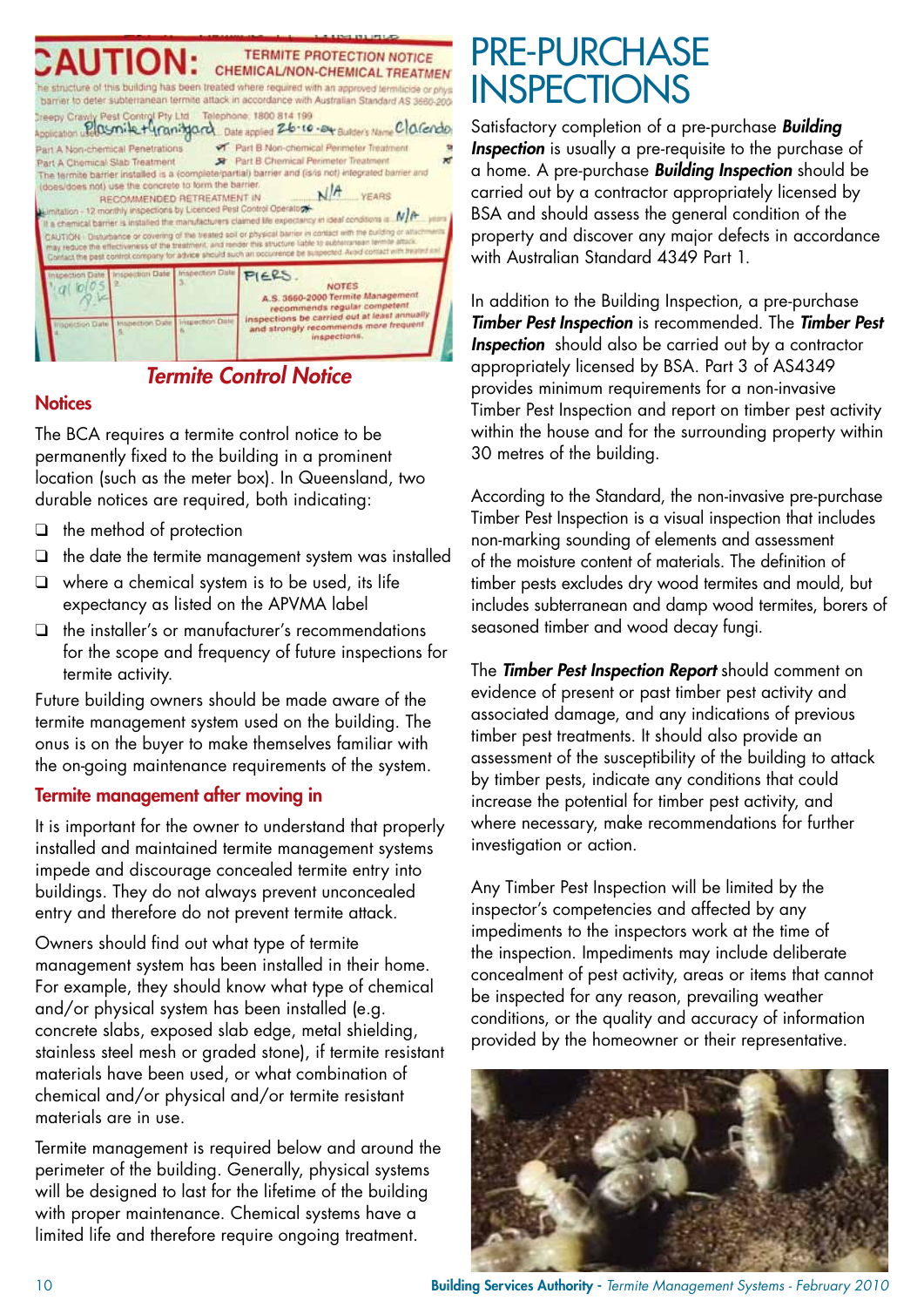*Termite Control Notice*

## Notices

The BCA requires a termite control notice to be permanently fixed to the building in a prominent location (such as the meter box). In Queensland, two durable notices are required, both indicating:

- the method of protection
- the date the termite management system was installed
- where a chemical system is to be used, its life expectancy as listed on the APVMA label
- the installer's or manufacturer's recommendations for the scope and frequency of future inspections for termite activity.

Future building owners should be made aware of the termite management system used on the building. The onus is on the buyer to make themselves familiar with the on-going maintenance requirements of the system.

## Termite management after moving in

It is important for the owner to understand that properly installed and maintained termite management systems impede and discourage concealed termite entry into buildings. They do not always prevent unconcealed entry and therefore do not prevent termite attack.

Owners should find out what type of termite management system has been installed in their home. For example, they should know what type of chemical and/or physical system has been installed (e.g. concrete slabs, exposed slab edge, metal shielding, stainless steel mesh or graded stone), if termite resistant materials have been used, or what combination of chemical and/or physical and/or termite resistant materials are in use.

Termite management is required below and around the perimeter of the building. Generally, physical systems will be designed to last for the lifetime of the building with proper maintenance. Chemical systems have a limited life and therefore require ongoing treatment.

# PRE-PURCHASE INSPECTIONS

Satisfactory completion of a pre-purchase ***Building Inspection*** is usually a pre-requisite to the purchase of a home. A pre-purchase ***Building Inspection*** should be carried out by a contractor appropriately licensed by BSA and should assess the general condition of the property and discover any major defects in accordance with Australian Standard 4349 Part 1.

In addition to the Building Inspection, a pre-purchase ***Timber Pest Inspection*** is recommended. The ***Timber Pest Inspection*** should also be carried out by a contractor appropriately licensed by BSA. Part 3 of AS4349 provides minimum requirements for a non-invasive Timber Pest Inspection and report on timber pest activity within the house and for the surrounding property within 30 metres of the building.

According to the Standard, the non-invasive pre-purchase Timber Pest Inspection is a visual inspection that includes non-marking sounding of elements and assessment of the moisture content of materials. The definition of timber pests excludes dry wood termites and mould, but includes subterranean and damp wood termites, borers of seasoned timber and wood decay fungi.

The ***Timber Pest Inspection Report*** should comment on evidence of present or past timber pest activity and associated damage, and any indications of previous timber pest treatments. It should also provide an assessment of the susceptibility of the building to attack by timber pests, indicate any conditions that could increase the potential for timber pest activity, and where necessary, make recommendations for further investigation or action.

Any Timber Pest Inspection will be limited by the inspector's competencies and affected by any impediments to the inspectors work at the time of the inspection. Impediments may include deliberate concealment of pest activity, areas or items that cannot be inspected for any reason, prevailing weather conditions, or the quality and accuracy of information provided by the homeowner or their representative.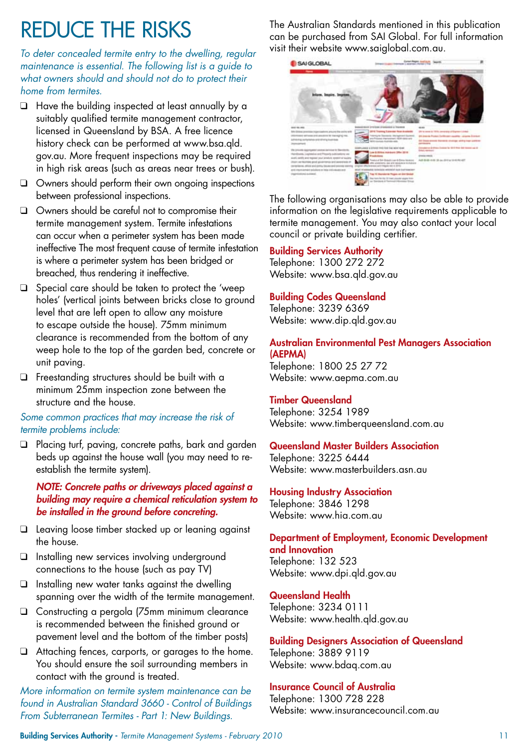# REDUCE THE RISKS

*To deter concealed termite entry to the dwelling, regular maintenance is essential. The following list is a guide to what owners should and should not do to protect their home from termites.*

- Have the building inspected at least annually by a suitably qualified termite management contractor, licensed in Queensland by BSA. A free licence history check can be performed at www.bsa.qld.gov.au. More frequent inspections may be required in high risk areas (such as areas near trees or bush).
- Owners should perform their own ongoing inspections between professional inspections.
- Owners should be careful not to compromise their termite management system. Termite infestations can occur when a perimeter system has been made ineffective The most frequent cause of termite infestation is where a perimeter system has been bridged or breached, thus rendering it ineffective.
- Special care should be taken to protect the 'weep holes' (vertical joints between bricks close to ground level that are left open to allow any moisture to escape outside the house). 75mm minimum clearance is recommended from the bottom of any weep hole to the top of the garden bed, concrete or unit paving.
- Freestanding structures should be built with a minimum 25mm inspection zone between the structure and the house.

*Some common practices that may increase the risk of termite problems include:*

- Placing turf, paving, concrete paths, bark and garden beds up against the house wall (you may need to re-establish the termite system).

***NOTE: Concrete paths or driveways placed against a building may require a chemical reticulation system to be installed in the ground before concreting.***

- Leaving loose timber stacked up or leaning against the house.
- Installing new services involving underground connections to the house (such as pay TV)
- Installing new water tanks against the dwelling spanning over the width of the termite management.
- Constructing a pergola (75mm minimum clearance is recommended between the finished ground or pavement level and the bottom of the timber posts)
- Attaching fences, carports, or garages to the home. You should ensure the soil surrounding members in contact with the ground is treated.

*More information on termite system maintenance can be found in Australian Standard 3660 - Control of Buildings From Subterranean Termites - Part 1: New Buildings.*

The Australian Standards mentioned in this publication can be purchased from SAI Global. For full information visit their website www.saiglobal.com.au.

The following organisations may also be able to provide information on the legislative requirements applicable to termite management. You may also contact your local council or private building certifier.

**Building Services Authority**
Telephone: 1300 272 272
Website: www.bsa.qld.gov.au

**Building Codes Queensland**
Telephone: 3239 6369
Website: www.dip.qld.gov.au

**Australian Environmental Pest Managers Association (AEPMA)**
Telephone: 1800 25 27 72
Website: www.aepma.com.au

**Timber Queensland**
Telephone: 3254 1989
Website: www.timberqueensland.com.au

**Queensland Master Builders Association**
Telephone: 3225 6444
Website: www.masterbuilders.asn.au

**Housing Industry Association**
Telephone: 3846 1298
Website: www.hia.com.au

**Department of Employment, Economic Development and Innovation**
Telephone: 132 523
Website: www.dpi.qld.gov.au

**Queensland Health**
Telephone: 3234 0111
Website: www.health.qld.gov.au

**Building Designers Association of Queensland**
Telephone: 3889 9119
Website: www.bdaq.com.au

**Insurance Council of Australia**
Telephone: 1300 728 228
Website: www.insurancecouncil.com.au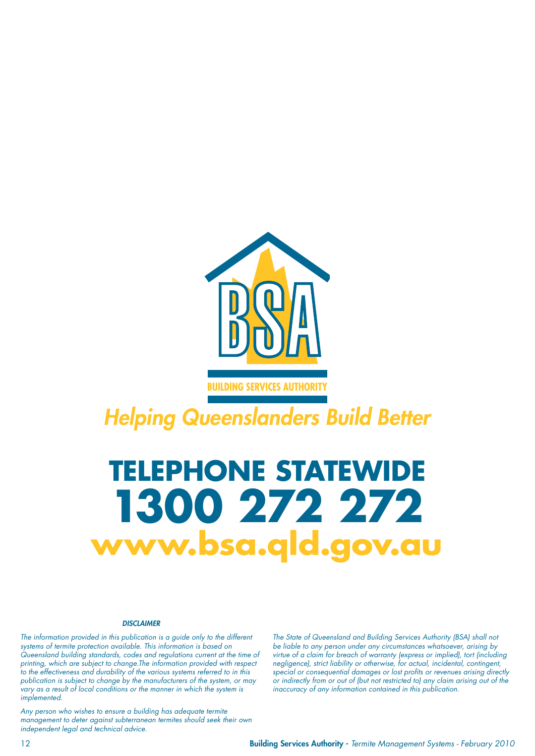BSA

BUILDING SERVICES AUTHORITY

*Helping Queenslanders Build Better*

# TELEPHONE STATEWIDE
# 1300 272 272
# www.bsa.qld.gov.au

***DISCLAIMER***

*The information provided in this publication is a guide only to the different systems of termite protection available. This information is based on Queensland building standards, codes and regulations current at the time of printing, which are subject to change.The information provided with respect to the effectiveness and durability of the various systems referred to in this publication is subject to change by the manufacturers of the system, or may vary as a result of local conditions or the manner in which the system is implemented.*

*Any person who wishes to ensure a building has adequate termite management to deter against subterranean termites should seek their own independent legal and technical advice.*

*The State of Queensland and Building Services Authority (BSA) shall not be liable to any person under any circumstances whatsoever, arising by virtue of a claim for breach of warranty (express or implied), tort (including negligence), strict liability or otherwise, for actual, incidental, contingent, special or consequential damages or lost profits or revenues arising directly or indirectly from or out of (but not restricted to) any claim arising out of the inaccuracy of any information contained in this publication.*